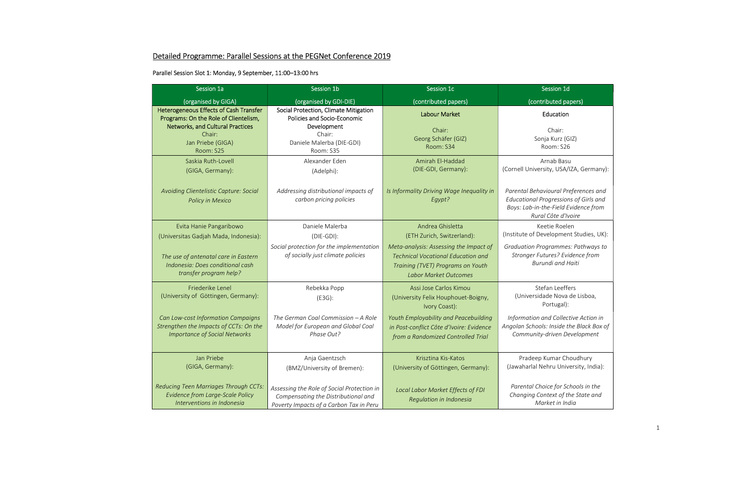# Detailed Programme: Parallel Sessions at the PEGNet Conference 2019

Parallel Session Slot 1: Monday, 9 September, 11:00–13:00 hrs

| Session 1a (organised by GIGA) | Session 1b (organised by GDI-DIE) | Session 1c (contributed papers) | Session 1d (contributed papers) |
|---|---|---|---|
| Heterogeneous Effects of Cash Transfer Programs: On the Role of Clientelism, Networks, and Cultural Practices<br>Chair:<br>Jan Priebe (GIGA)<br>Room: S25 | Social Protection, Climate Mitigation Policies and Socio-Economic Development<br>Chair:<br>Daniele Malerba (DIE-GDI)<br>Room: S35 | Labour Market<br>Chair:<br>Georg Schäfer (GIZ)<br>Room: S34 | Education<br>Chair:<br>Sonja Kurz (GIZ)<br>Room: S26 |
| Saskia Ruth-Lovell<br>(GIGA, Germany):<br>*Avoiding Clientelistic Capture: Social Policy in Mexico* | Alexander Eden<br>(Adelphi):<br>*Addressing distributional impacts of carbon pricing policies* | Amirah El-Haddad<br>(DIE-GDI, Germany):<br>*Is Informality Driving Wage Inequality in Egypt?* | Arnab Basu<br>(Cornell University, USA/IZA, Germany):<br>*Parental Behavioural Preferences and Educational Progressions of Girls and Boys: Lab-in-the-Field Evidence from Rural Côte d'Ivoire* |
| Evita Hanie Pangaribowo<br>(Universitas Gadjah Mada, Indonesia):<br>*The use of antenatal care in Eastern Indonesia: Does conditional cash transfer program help?* | Daniele Malerba<br>(DIE-GDI):<br>*Social protection for the implementation of socially just climate policies* | Andrea Ghisletta<br>(ETH Zurich, Switzerland):<br>*Meta-analysis: Assessing the Impact of Technical Vocational Education and Training (TVET) Programs on Youth Labor Market Outcomes* | Keetie Roelen<br>(Institute of Development Studies, UK):<br>*Graduation Programmes: Pathways to Stronger Futures? Evidence from Burundi and Haiti* |
| Friederike Lenel<br>(University of Göttingen, Germany):<br>*Can Low-cost Information Campaigns Strengthen the Impacts of CCTs: On the Importance of Social Networks* | Rebekka Popp<br>(E3G):<br>*The German Coal Commission – A Role Model for European and Global Coal Phase Out?* | Assi Jose Carlos Kimou<br>(University Felix Houphouet-Boigny, Ivory Coast):<br>*Youth Employability and Peacebuilding in Post-conflict Côte d'Ivoire: Evidence from a Randomized Controlled Trial* | Stefan Leeffers<br>(Universidade Nova de Lisboa, Portugal):<br>*Information and Collective Action in Angolan Schools: Inside the Black Box of Community-driven Development* |
| Jan Priebe<br>(GIGA, Germany):<br>*Reducing Teen Marriages Through CCTs: Evidence from Large-Scale Policy Interventions in Indonesia* | Anja Gaentzsch<br>(BMZ/University of Bremen):<br>*Assessing the Role of Social Protection in Compensating the Distributional and Poverty Impacts of a Carbon Tax in Peru* | Krisztina Kis-Katos<br>(University of Göttingen, Germany):<br>*Local Labor Market Effects of FDI Regulation in Indonesia* | Pradeep Kumar Choudhury<br>(Jawaharlal Nehru University, India):<br>*Parental Choice for Schools in the Changing Context of the State and Market in India* |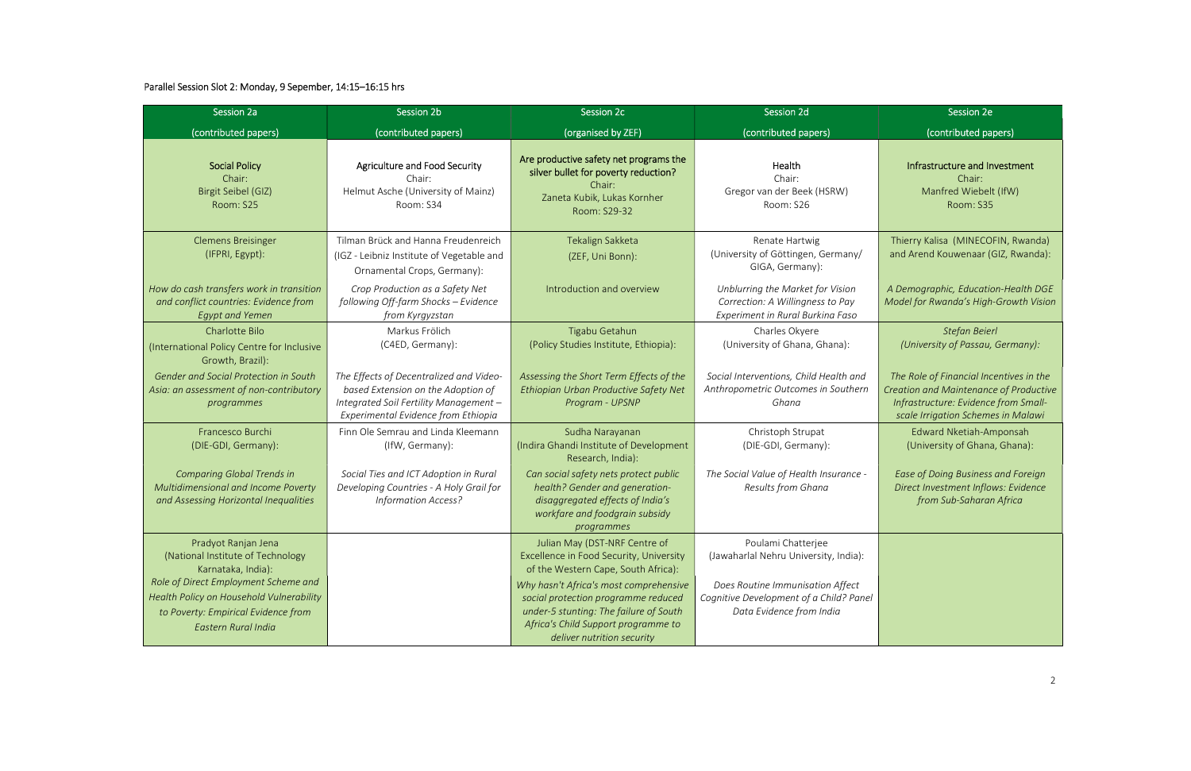Parallel Session Slot 2: Monday, 9 September, 14:15–16:15 hrs

| Session 2a | Session 2b | Session 2c | Session 2d | Session 2e |
|---|---|---|---|---|
| (contributed papers) | (contributed papers) | (organised by ZEF) | (contributed papers) | (contributed papers) |
| Social Policy<br>Chair:<br>Birgit Seibel (GIZ)<br>Room: S25 | Agriculture and Food Security<br>Chair:<br>Helmut Asche (University of Mainz)<br>Room: S34 | Are productive safety net programs the silver bullet for poverty reduction?<br>Chair:<br>Zaneta Kubik, Lukas Kornher<br>Room: S29-32 | Health<br>Chair:<br>Gregor van der Beek (HSRW)<br>Room: S26 | Infrastructure and Investment<br>Chair:<br>Manfred Wiebelt (IfW)<br>Room: S35 |
| Clemens Breisinger<br>(IFPRI, Egypt):<br>*How do cash transfers work in transition and conflict countries: Evidence from Egypt and Yemen* | Tilman Brück and Hanna Freudenreich<br>(IGZ - Leibniz Institute of Vegetable and Ornamental Crops, Germany):<br>*Crop Production as a Safety Net following Off-farm Shocks – Evidence from Kyrgyzstan* | Tekalign Sakketa<br>(ZEF, Uni Bonn):<br>Introduction and overview | Renate Hartwig<br>(University of Göttingen, Germany/ GIGA, Germany):<br>*Unblurring the Market for Vision Correction: A Willingness to Pay Experiment in Rural Burkina Faso* | Thierry Kalisa (MINECOFIN, Rwanda) and Arend Kouwenaar (GIZ, Rwanda):<br>*A Demographic, Education-Health DGE Model for Rwanda's High-Growth Vision* |
| Charlotte Bilo<br>(International Policy Centre for Inclusive Growth, Brazil):<br>*Gender and Social Protection in South Asia: an assessment of non-contributory programmes* | Markus Frölich<br>(C4ED, Germany):<br>*The Effects of Decentralized and Video-based Extension on the Adoption of Integrated Soil Fertility Management – Experimental Evidence from Ethiopia* | Tigabu Getahun<br>(Policy Studies Institute, Ethiopia):<br>*Assessing the Short Term Effects of the Ethiopian Urban Productive Safety Net Program - UPSNP* | Charles Okyere<br>(University of Ghana, Ghana):<br>*Social Interventions, Child Health and Anthropometric Outcomes in Southern Ghana* | *Stefan Beierl*<br>*(University of Passau, Germany):*<br>*The Role of Financial Incentives in the Creation and Maintenance of Productive Infrastructure: Evidence from Small-scale Irrigation Schemes in Malawi* |
| Francesco Burchi<br>(DIE-GDI, Germany):<br>*Comparing Global Trends in Multidimensional and Income Poverty and Assessing Horizontal Inequalities* | Finn Ole Semrau and Linda Kleemann<br>(IfW, Germany):<br>*Social Ties and ICT Adoption in Rural Developing Countries - A Holy Grail for Information Access?* | Sudha Narayanan<br>(Indira Ghandi Institute of Development Research, India):<br>*Can social safety nets protect public health? Gender and generation-disaggregated effects of India's workfare and foodgrain subsidy programmes* | Christoph Strupat<br>(DIE-GDI, Germany):<br>*The Social Value of Health Insurance - Results from Ghana* | Edward Nketiah-Amponsah<br>(University of Ghana, Ghana):<br>*Ease of Doing Business and Foreign Direct Investment Inflows: Evidence from Sub-Saharan Africa* |
| Pradyot Ranjan Jena<br>(National Institute of Technology Karnataka, India):<br>*Role of Direct Employment Scheme and Health Policy on Household Vulnerability to Poverty: Empirical Evidence from Eastern Rural India* | | Julian May (DST-NRF Centre of Excellence in Food Security, University of the Western Cape, South Africa):<br>*Why hasn't Africa's most comprehensive social protection programme reduced under-5 stunting: The failure of South Africa's Child Support programme to deliver nutrition security* | Poulami Chatterjee<br>(Jawaharlal Nehru University, India):<br>*Does Routine Immunisation Affect Cognitive Development of a Child? Panel Data Evidence from India* | |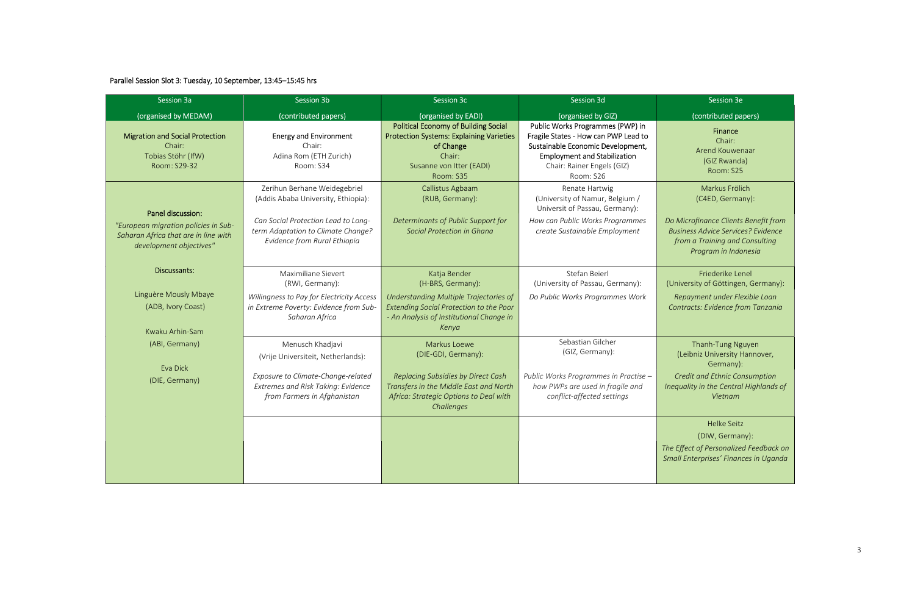Parallel Session Slot 3: Tuesday, 10 September, 13:45–15:45 hrs

| Session 3a<br>(organised by MEDAM) | Session 3b<br>(contributed papers) | Session 3c<br>(organised by EADI) | Session 3d<br>(organised by GIZ) | Session 3e<br>(contributed papers) |
|---|---|---|---|---|
| **Migration and Social Protection**<br>Chair:<br>Tobias Stöhr (IfW)<br>Room: S29-32 | **Energy and Environment**<br>Chair:<br>Adina Rom (ETH Zurich)<br>Room: S34 | **Political Economy of Building Social Protection Systems: Explaining Varieties of Change**<br>Chair:<br>Susanne von Itter (EADI)<br>Room: S35 | **Public Works Programmes (PWP) in Fragile States - How can PWP Lead to Sustainable Economic Development, Employment and Stabilization**<br>Chair: Rainer Engels (GIZ)<br>Room: S26 | **Finance**<br>Chair:<br>Arend Kouwenaar<br>(GIZ Rwanda)<br>Room: S25 |
| **Panel discussion:**<br>*"European migration policies in Sub-Saharan Africa that are in line with development objectives"*<br><br>**Discussants:**<br><br>Linguère Mously Mbaye<br>(ADB, Ivory Coast)<br><br>Kwaku Arhin-Sam<br>(ABI, Germany)<br><br>Eva Dick<br>(DIE, Germany) | Zerihun Berhane Weidegebriel<br>(Addis Ababa University, Ethiopia):<br>*Can Social Protection Lead to Long-term Adaptation to Climate Change? Evidence from Rural Ethiopia* | Callistus Agbaam<br>(RUB, Germany):<br>*Determinants of Public Support for Social Protection in Ghana* | Renate Hartwig<br>(University of Namur, Belgium / Universit of Passau, Germany):<br>*How can Public Works Programmes create Sustainable Employment* | Markus Frölich<br>(C4ED, Germany):<br>*Do Microfinance Clients Benefit from Business Advice Services? Evidence from a Training and Consulting Program in Indonesia* |
| | Maximiliane Sievert<br>(RWI, Germany):<br>*Willingness to Pay for Electricity Access in Extreme Poverty: Evidence from Sub-Saharan Africa* | Katja Bender<br>(H-BRS, Germany):<br>*Understanding Multiple Trajectories of Extending Social Protection to the Poor - An Analysis of Institutional Change in Kenya* | Stefan Beierl<br>(University of Passau, Germany):<br>*Do Public Works Programmes Work* | Friederike Lenel<br>(University of Göttingen, Germany):<br>*Repayment under Flexible Loan Contracts: Evidence from Tanzania* |
| | Menusch Khadjavi<br>(Vrije Universiteit, Netherlands):<br>*Exposure to Climate-Change-related Extremes and Risk Taking: Evidence from Farmers in Afghanistan* | Markus Loewe<br>(DIE-GDI, Germany):<br>*Replacing Subsidies by Direct Cash Transfers in the Middle East and North Africa: Strategic Options to Deal with Challenges* | Sebastian Gilcher<br>(GIZ, Germany):<br>*Public Works Programmes in Practise – how PWPs are used in fragile and conflict-affected settings* | Thanh-Tung Nguyen<br>(Leibniz University Hannover, Germany):<br>*Credit and Ethnic Consumption Inequality in the Central Highlands of Vietnam* |
| | | | | Helke Seitz<br>(DIW, Germany):<br>*The Effect of Personalized Feedback on Small Enterprises' Finances in Uganda* |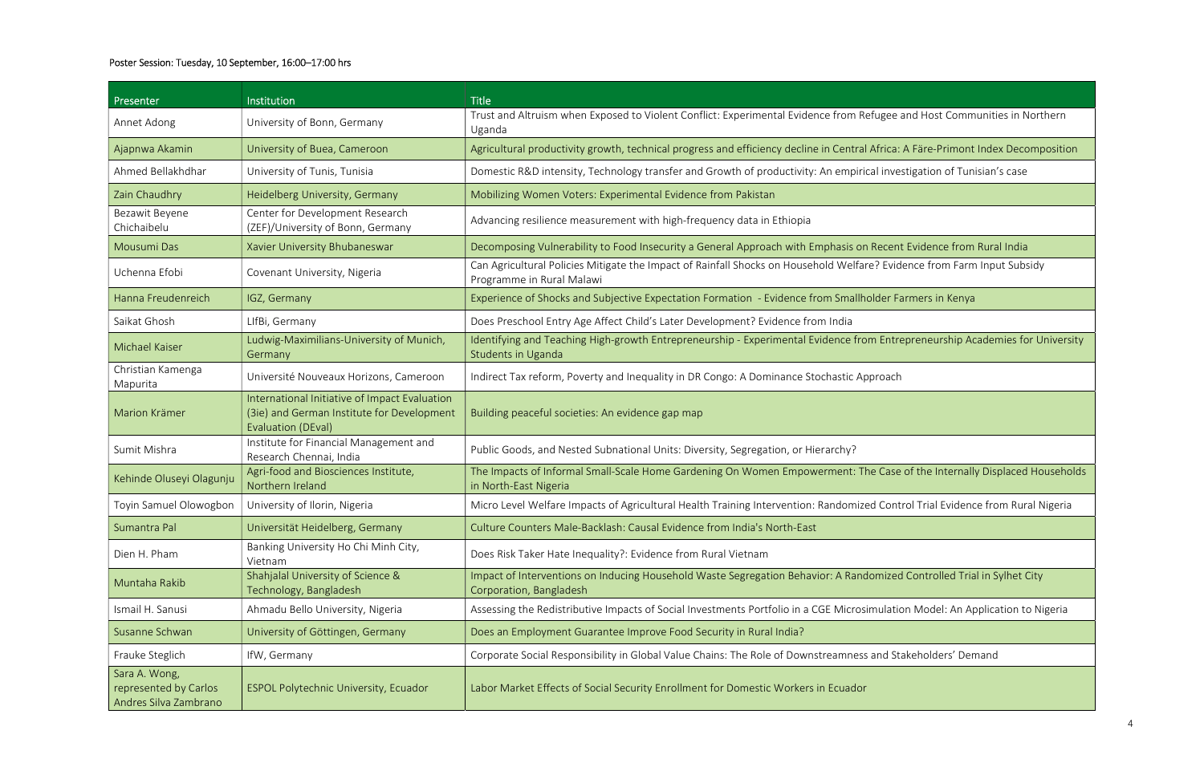Poster Session: Tuesday, 10 September, 16:00–17:00 hrs

| Presenter | Institution | Title |
|---|---|---|
| Annet Adong | University of Bonn, Germany | Trust and Altruism when Exposed to Violent Conflict: Experimental Evidence from Refugee and Host Communities in Northern Uganda |
| Ajapnwa Akamin | University of Buea, Cameroon | Agricultural productivity growth, technical progress and efficiency decline in Central Africa: A Färe-Primont Index Decomposition |
| Ahmed Bellakhdhar | University of Tunis, Tunisia | Domestic R&D intensity, Technology transfer and Growth of productivity: An empirical investigation of Tunisian's case |
| Zain Chaudhry | Heidelberg University, Germany | Mobilizing Women Voters: Experimental Evidence from Pakistan |
| Bezawit Beyene Chichaibelu | Center for Development Research (ZEF)/University of Bonn, Germany | Advancing resilience measurement with high-frequency data in Ethiopia |
| Mousumi Das | Xavier University Bhubaneswar | Decomposing Vulnerability to Food Insecurity a General Approach with Emphasis on Recent Evidence from Rural India |
| Uchenna Efobi | Covenant University, Nigeria | Can Agricultural Policies Mitigate the Impact of Rainfall Shocks on Household Welfare? Evidence from Farm Input Subsidy Programme in Rural Malawi |
| Hanna Freudenreich | IGZ, Germany | Experience of Shocks and Subjective Expectation Formation - Evidence from Smallholder Farmers in Kenya |
| Saikat Ghosh | LIfBi, Germany | Does Preschool Entry Age Affect Child's Later Development? Evidence from India |
| Michael Kaiser | Ludwig-Maximilians-University of Munich, Germany | Identifying and Teaching High-growth Entrepreneurship - Experimental Evidence from Entrepreneurship Academies for University Students in Uganda |
| Christian Kamenga Mapurita | Université Nouveaux Horizons, Cameroon | Indirect Tax reform, Poverty and Inequality in DR Congo: A Dominance Stochastic Approach |
| Marion Krämer | International Initiative of Impact Evaluation (3ie) and German Institute for Development Evaluation (DEval) | Building peaceful societies: An evidence gap map |
| Sumit Mishra | Institute for Financial Management and Research Chennai, India | Public Goods, and Nested Subnational Units: Diversity, Segregation, or Hierarchy? |
| Kehinde Oluseyi Olagunju | Agri-food and Biosciences Institute, Northern Ireland | The Impacts of Informal Small-Scale Home Gardening On Women Empowerment: The Case of the Internally Displaced Households in North-East Nigeria |
| Toyin Samuel Olowogbon | University of Ilorin, Nigeria | Micro Level Welfare Impacts of Agricultural Health Training Intervention: Randomized Control Trial Evidence from Rural Nigeria |
| Sumantra Pal | Universität Heidelberg, Germany | Culture Counters Male-Backlash: Causal Evidence from India's North-East |
| Dien H. Pham | Banking University Ho Chi Minh City, Vietnam | Does Risk Taker Hate Inequality?: Evidence from Rural Vietnam |
| Muntaha Rakib | Shahjalal University of Science & Technology, Bangladesh | Impact of Interventions on Inducing Household Waste Segregation Behavior: A Randomized Controlled Trial in Sylhet City Corporation, Bangladesh |
| Ismail H. Sanusi | Ahmadu Bello University, Nigeria | Assessing the Redistributive Impacts of Social Investments Portfolio in a CGE Microsimulation Model: An Application to Nigeria |
| Susanne Schwan | University of Göttingen, Germany | Does an Employment Guarantee Improve Food Security in Rural India? |
| Frauke Steglich | IfW, Germany | Corporate Social Responsibility in Global Value Chains: The Role of Downstreamness and Stakeholders' Demand |
| Sara A. Wong, represented by Carlos Andres Silva Zambrano | ESPOL Polytechnic University, Ecuador | Labor Market Effects of Social Security Enrollment for Domestic Workers in Ecuador |